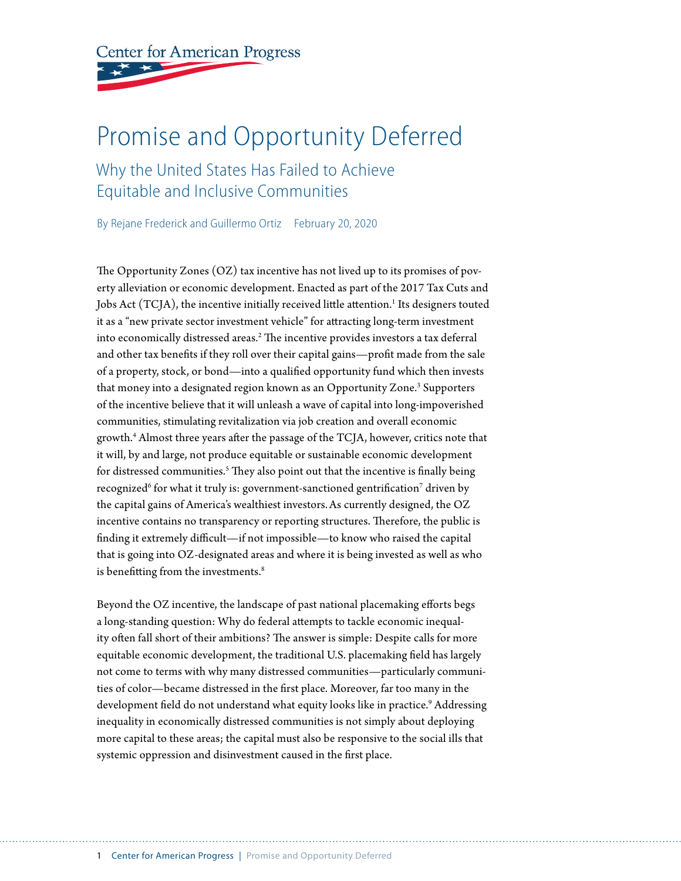Center for American Progress

# Promise and Opportunity Deferred

## Why the United States Has Failed to Achieve Equitable and Inclusive Communities

By Rejane Frederick and Guillermo Ortiz   February 20, 2020

The Opportunity Zones (OZ) tax incentive has not lived up to its promises of poverty alleviation or economic development. Enacted as part of the 2017 Tax Cuts and Jobs Act (TCJA), the incentive initially received little attention.[1] Its designers touted it as a "new private sector investment vehicle" for attracting long-term investment into economically distressed areas.[2] The incentive provides investors a tax deferral and other tax benefits if they roll over their capital gains—profit made from the sale of a property, stock, or bond—into a qualified opportunity fund which then invests that money into a designated region known as an Opportunity Zone.[3] Supporters of the incentive believe that it will unleash a wave of capital into long-impoverished communities, stimulating revitalization via job creation and overall economic growth.[4] Almost three years after the passage of the TCJA, however, critics note that it will, by and large, not produce equitable or sustainable economic development for distressed communities.[5] They also point out that the incentive is finally being recognized[6] for what it truly is: government-sanctioned gentrification[7] driven by the capital gains of America's wealthiest investors. As currently designed, the OZ incentive contains no transparency or reporting structures. Therefore, the public is finding it extremely difficult—if not impossible—to know who raised the capital that is going into OZ-designated areas and where it is being invested as well as who is benefitting from the investments.[8]

Beyond the OZ incentive, the landscape of past national placemaking efforts begs a long-standing question: Why do federal attempts to tackle economic inequality often fall short of their ambitions? The answer is simple: Despite calls for more equitable economic development, the traditional U.S. placemaking field has largely not come to terms with why many distressed communities—particularly communities of color—became distressed in the first place. Moreover, far too many in the development field do not understand what equity looks like in practice.[9] Addressing inequality in economically distressed communities is not simply about deploying more capital to these areas; the capital must also be responsive to the social ills that systemic oppression and disinvestment caused in the first place.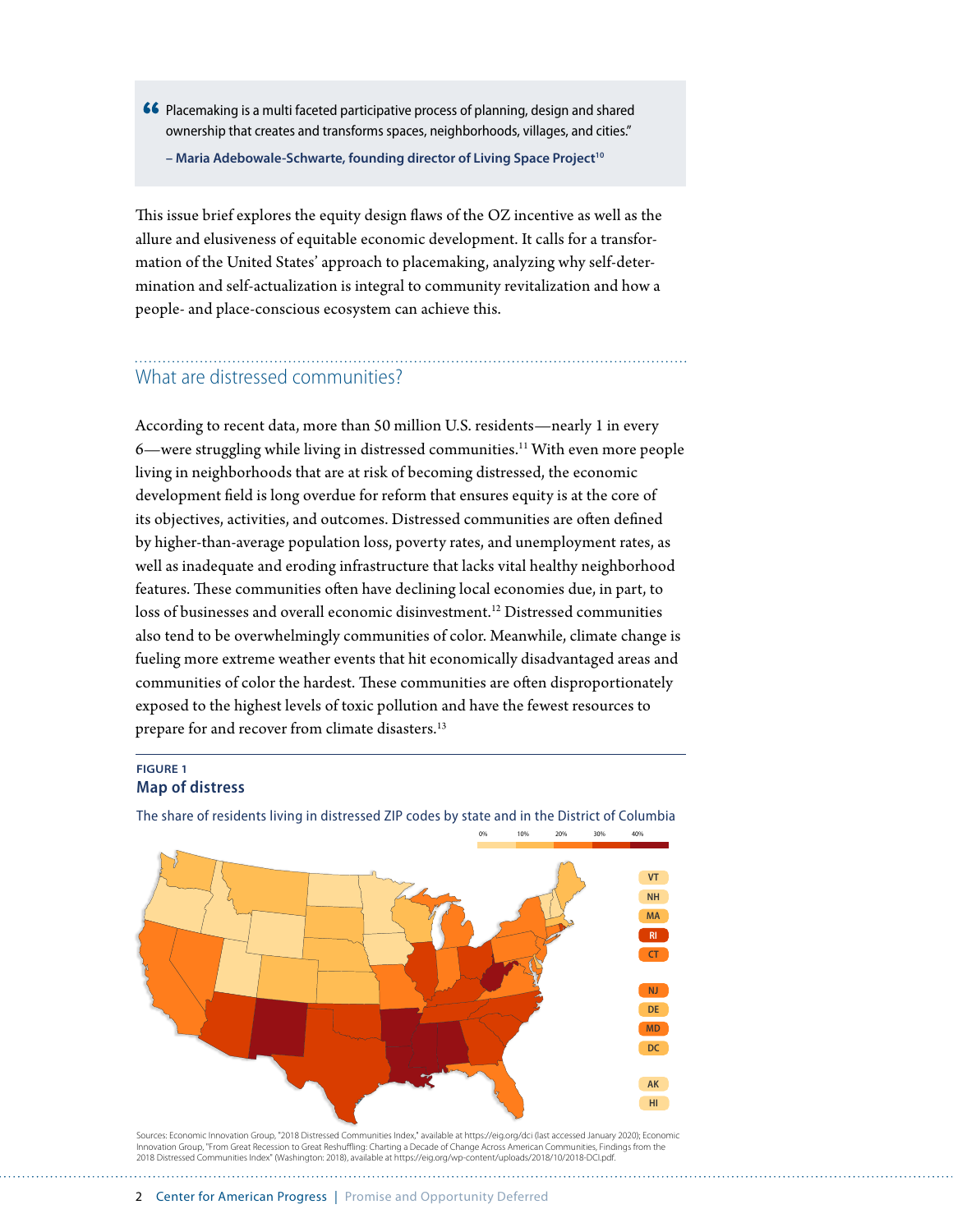> "Placemaking is a multi faceted participative process of planning, design and shared ownership that creates and transforms spaces, neighborhoods, villages, and cities."
>
> **– Maria Adebowale-Schwarte, founding director of Living Space Project[10]**

This issue brief explores the equity design flaws of the OZ incentive as well as the allure and elusiveness of equitable economic development. It calls for a transformation of the United States' approach to placemaking, analyzing why self-determination and self-actualization is integral to community revitalization and how a people- and place-conscious ecosystem can achieve this.

## What are distressed communities?

According to recent data, more than 50 million U.S. residents—nearly 1 in every 6—were struggling while living in distressed communities.[11] With even more people living in neighborhoods that are at risk of becoming distressed, the economic development field is long overdue for reform that ensures equity is at the core of its objectives, activities, and outcomes. Distressed communities are often defined by higher-than-average population loss, poverty rates, and unemployment rates, as well as inadequate and eroding infrastructure that lacks vital healthy neighborhood features. These communities often have declining local economies due, in part, to loss of businesses and overall economic disinvestment.[12] Distressed communities also tend to be overwhelmingly communities of color. Meanwhile, climate change is fueling more extreme weather events that hit economically disadvantaged areas and communities of color the hardest. These communities are often disproportionately exposed to the highest levels of toxic pollution and have the fewest resources to prepare for and recover from climate disasters.[13]

**FIGURE 1**
**Map of distress**

The share of residents living in distressed ZIP codes by state and in the District of Columbia

0% 10% 20% 30% 40%

VT NH MA RI CT NJ DE MD DC AK HI

Sources: Economic Innovation Group, "2018 Distressed Communities Index," available at https://eig.org/dci (last accessed January 2020); Economic Innovation Group, "From Great Recession to Great Reshuffling: Charting a Decade of Change Across American Communities, Findings from the 2018 Distressed Communities Index" (Washington: 2018), available at https://eig.org/wp-content/uploads/2018/10/2018-DCI.pdf.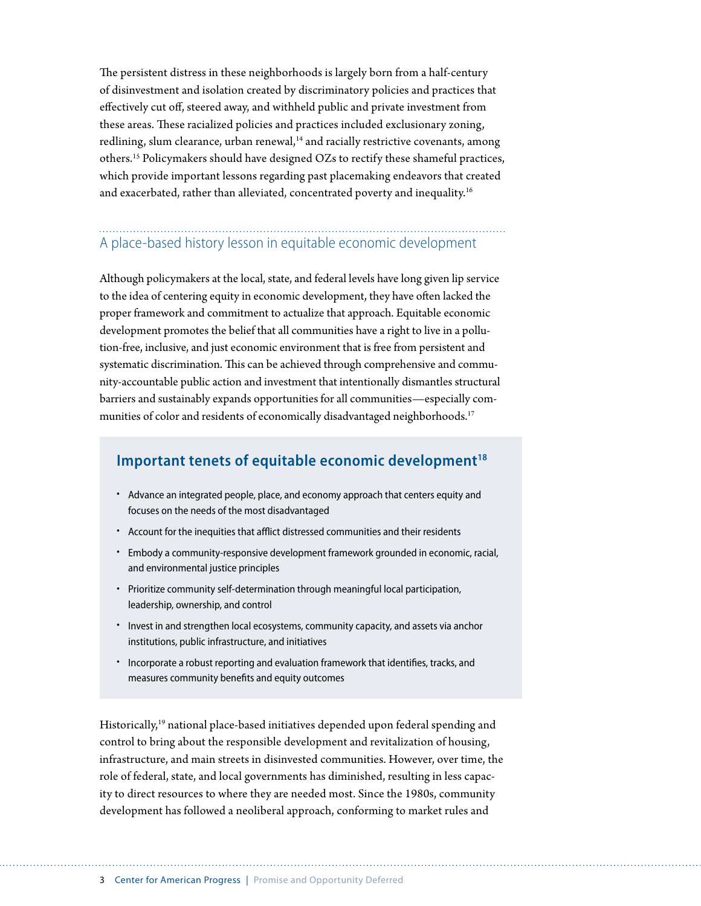The persistent distress in these neighborhoods is largely born from a half-century of disinvestment and isolation created by discriminatory policies and practices that effectively cut off, steered away, and withheld public and private investment from these areas. These racialized policies and practices included exclusionary zoning, redlining, slum clearance, urban renewal,[14] and racially restrictive covenants, among others.[15] Policymakers should have designed OZs to rectify these shameful practices, which provide important lessons regarding past placemaking endeavors that created and exacerbated, rather than alleviated, concentrated poverty and inequality.[16]

## A place-based history lesson in equitable economic development

Although policymakers at the local, state, and federal levels have long given lip service to the idea of centering equity in economic development, they have often lacked the proper framework and commitment to actualize that approach. Equitable economic development promotes the belief that all communities have a right to live in a pollution-free, inclusive, and just economic environment that is free from persistent and systematic discrimination. This can be achieved through comprehensive and community-accountable public action and investment that intentionally dismantles structural barriers and sustainably expands opportunities for all communities—especially communities of color and residents of economically disadvantaged neighborhoods.[17]

### Important tenets of equitable economic development[18]

- Advance an integrated people, place, and economy approach that centers equity and focuses on the needs of the most disadvantaged
- Account for the inequities that afflict distressed communities and their residents
- Embody a community-responsive development framework grounded in economic, racial, and environmental justice principles
- Prioritize community self-determination through meaningful local participation, leadership, ownership, and control
- Invest in and strengthen local ecosystems, community capacity, and assets via anchor institutions, public infrastructure, and initiatives
- Incorporate a robust reporting and evaluation framework that identifies, tracks, and measures community benefits and equity outcomes

Historically,[19] national place-based initiatives depended upon federal spending and control to bring about the responsible development and revitalization of housing, infrastructure, and main streets in disinvested communities. However, over time, the role of federal, state, and local governments has diminished, resulting in less capacity to direct resources to where they are needed most. Since the 1980s, community development has followed a neoliberal approach, conforming to market rules and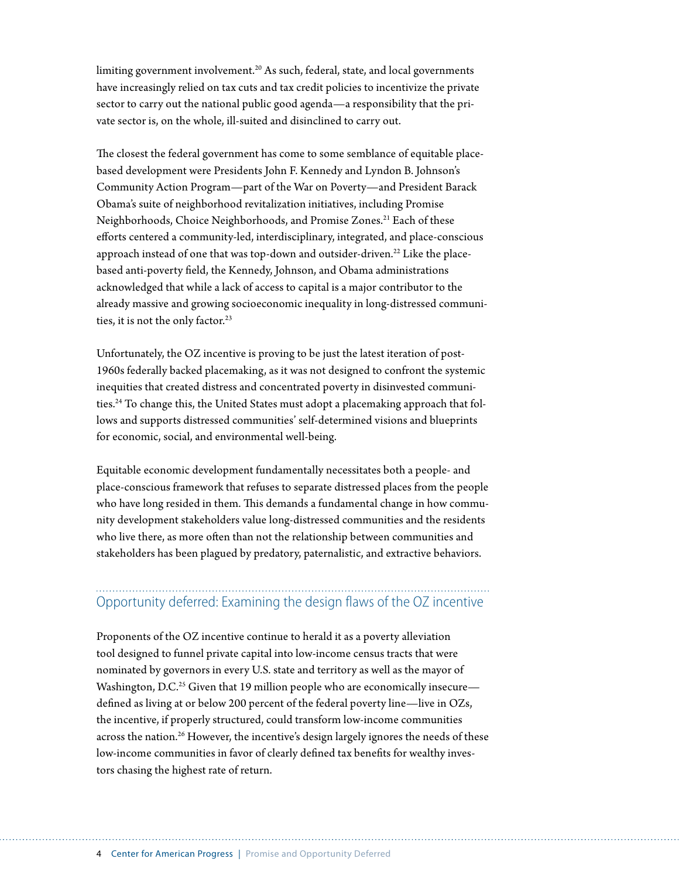limiting government involvement.[20] As such, federal, state, and local governments have increasingly relied on tax cuts and tax credit policies to incentivize the private sector to carry out the national public good agenda—a responsibility that the private sector is, on the whole, ill-suited and disinclined to carry out.

The closest the federal government has come to some semblance of equitable place-based development were Presidents John F. Kennedy and Lyndon B. Johnson's Community Action Program—part of the War on Poverty—and President Barack Obama's suite of neighborhood revitalization initiatives, including Promise Neighborhoods, Choice Neighborhoods, and Promise Zones.[21] Each of these efforts centered a community-led, interdisciplinary, integrated, and place-conscious approach instead of one that was top-down and outsider-driven.[22] Like the place-based anti-poverty field, the Kennedy, Johnson, and Obama administrations acknowledged that while a lack of access to capital is a major contributor to the already massive and growing socioeconomic inequality in long-distressed communities, it is not the only factor.[23]

Unfortunately, the OZ incentive is proving to be just the latest iteration of post-1960s federally backed placemaking, as it was not designed to confront the systemic inequities that created distress and concentrated poverty in disinvested communities.[24] To change this, the United States must adopt a placemaking approach that follows and supports distressed communities' self-determined visions and blueprints for economic, social, and environmental well-being.

Equitable economic development fundamentally necessitates both a people- and place-conscious framework that refuses to separate distressed places from the people who have long resided in them. This demands a fundamental change in how community development stakeholders value long-distressed communities and the residents who live there, as more often than not the relationship between communities and stakeholders has been plagued by predatory, paternalistic, and extractive behaviors.

## Opportunity deferred: Examining the design flaws of the OZ incentive

Proponents of the OZ incentive continue to herald it as a poverty alleviation tool designed to funnel private capital into low-income census tracts that were nominated by governors in every U.S. state and territory as well as the mayor of Washington, D.C.[25] Given that 19 million people who are economically insecure—defined as living at or below 200 percent of the federal poverty line—live in OZs, the incentive, if properly structured, could transform low-income communities across the nation.[26] However, the incentive's design largely ignores the needs of these low-income communities in favor of clearly defined tax benefits for wealthy investors chasing the highest rate of return.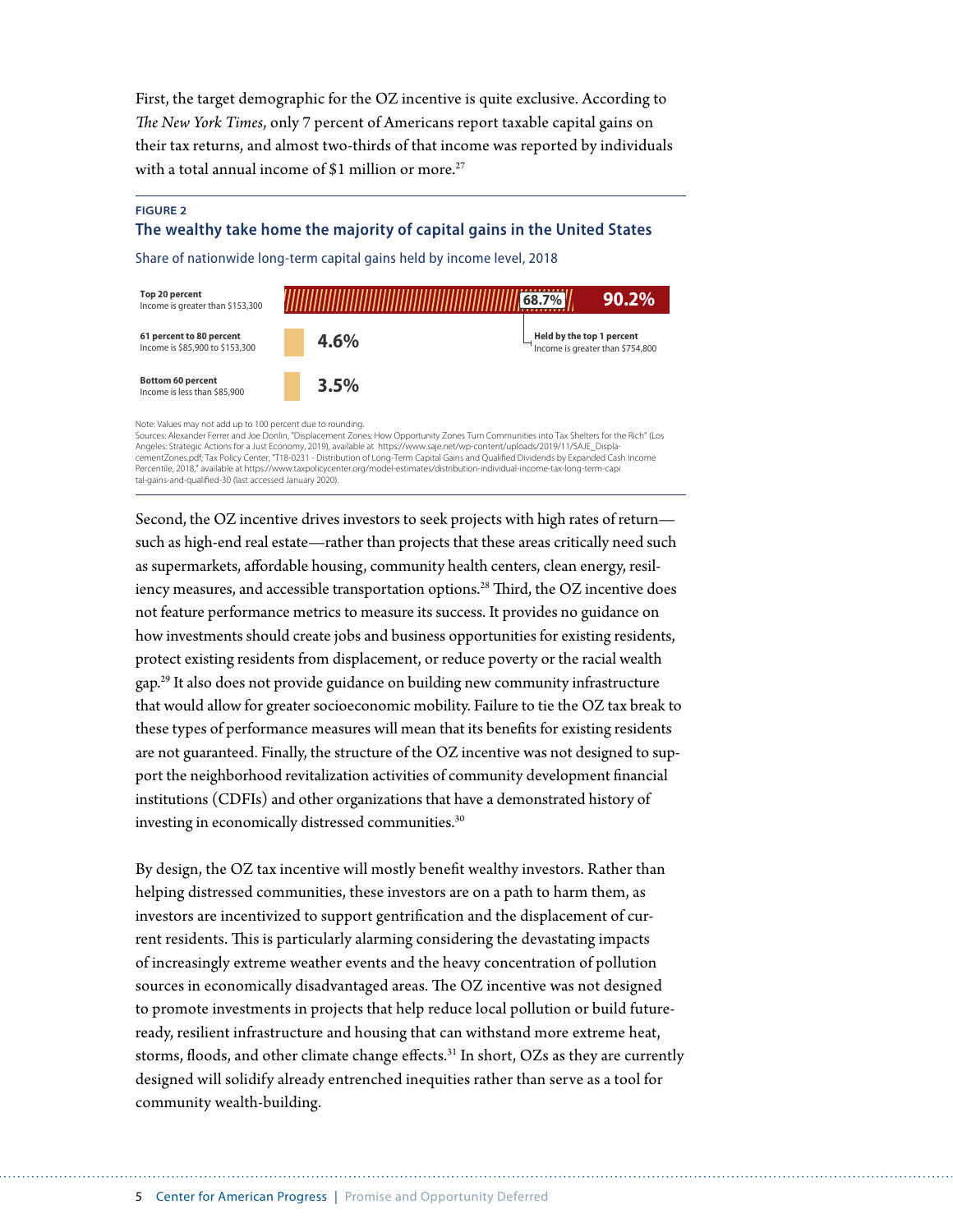First, the target demographic for the OZ incentive is quite exclusive. According to *The New York Times*, only 7 percent of Americans report taxable capital gains on their tax returns, and almost two-thirds of that income was reported by individuals with a total annual income of $1 million or more.[27]

**FIGURE 2**

**The wealthy take home the majority of capital gains in the United States**

Share of nationwide long-term capital gains held by income level, 2018

| Income level | Share |
| --- | --- |
| **Top 20 percent** Income is greater than $153,300 | 90.2% |
| **Held by the top 1 percent** Income is greater than $754,800 | 68.7% |
| **61 percent to 80 percent** Income is $85,900 to $153,300 | 4.6% |
| **Bottom 60 percent** Income is less than $85,900 | 3.5% |

Note: Values may not add up to 100 percent due to rounding.

Sources: Alexander Ferrer and Joe Donlin, "Displacement Zones: How Opportunity Zones Turn Communities into Tax Shelters for the Rich" (Los Angeles: Strategic Actions for a Just Economy, 2019), available at https://www.saje.net/wp-content/uploads/2019/11/SAJE_DisplacementZones.pdf; Tax Policy Center, "T18-0231 - Distribution of Long-Term Capital Gains and Qualified Dividends by Expanded Cash Income Percentile, 2018," available at https://www.taxpolicycenter.org/model-estimates/distribution-individual-income-tax-long-term-capital-gains-and-qualified-30 (last accessed January 2020).

Second, the OZ incentive drives investors to seek projects with high rates of return—such as high-end real estate—rather than projects that these areas critically need such as supermarkets, affordable housing, community health centers, clean energy, resiliency measures, and accessible transportation options.[28] Third, the OZ incentive does not feature performance metrics to measure its success. It provides no guidance on how investments should create jobs and business opportunities for existing residents, protect existing residents from displacement, or reduce poverty or the racial wealth gap.[29] It also does not provide guidance on building new community infrastructure that would allow for greater socioeconomic mobility. Failure to tie the OZ tax break to these types of performance measures will mean that its benefits for existing residents are not guaranteed. Finally, the structure of the OZ incentive was not designed to support the neighborhood revitalization activities of community development financial institutions (CDFIs) and other organizations that have a demonstrated history of investing in economically distressed communities.[30]

By design, the OZ tax incentive will mostly benefit wealthy investors. Rather than helping distressed communities, these investors are on a path to harm them, as investors are incentivized to support gentrification and the displacement of current residents. This is particularly alarming considering the devastating impacts of increasingly extreme weather events and the heavy concentration of pollution sources in economically disadvantaged areas. The OZ incentive was not designed to promote investments in projects that help reduce local pollution or build future-ready, resilient infrastructure and housing that can withstand more extreme heat, storms, floods, and other climate change effects.[31] In short, OZs as they are currently designed will solidify already entrenched inequities rather than serve as a tool for community wealth-building.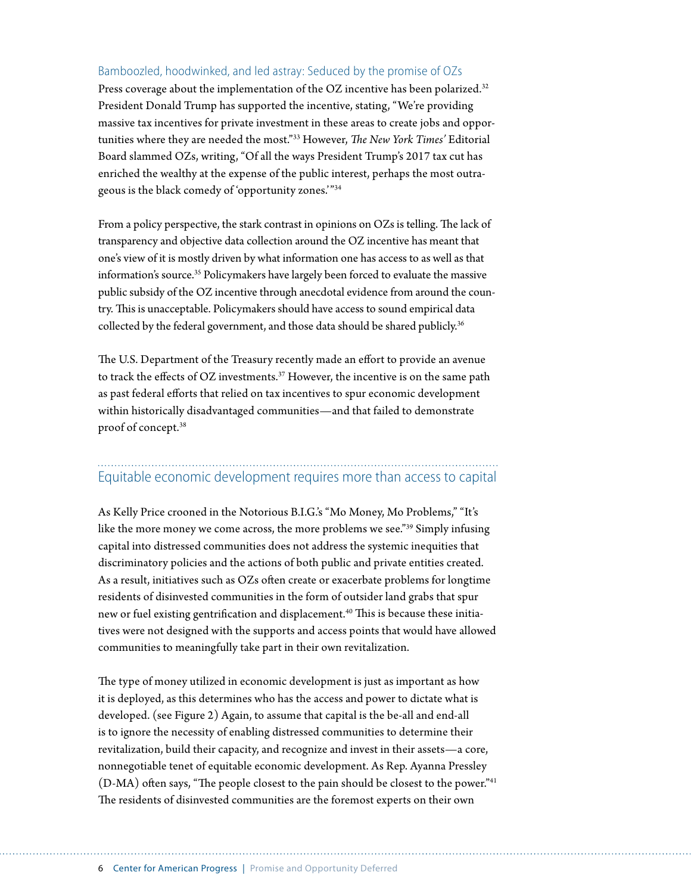### Bamboozled, hoodwinked, and led astray: Seduced by the promise of OZs

Press coverage about the implementation of the OZ incentive has been polarized.[32] President Donald Trump has supported the incentive, stating, "We're providing massive tax incentives for private investment in these areas to create jobs and opportunities where they are needed the most."[33] However, *The New York Times'* Editorial Board slammed OZs, writing, "Of all the ways President Trump's 2017 tax cut has enriched the wealthy at the expense of the public interest, perhaps the most outrageous is the black comedy of 'opportunity zones.'"[34]

From a policy perspective, the stark contrast in opinions on OZs is telling. The lack of transparency and objective data collection around the OZ incentive has meant that one's view of it is mostly driven by what information one has access to as well as that information's source.[35] Policymakers have largely been forced to evaluate the massive public subsidy of the OZ incentive through anecdotal evidence from around the country. This is unacceptable. Policymakers should have access to sound empirical data collected by the federal government, and those data should be shared publicly.[36]

The U.S. Department of the Treasury recently made an effort to provide an avenue to track the effects of OZ investments.[37] However, the incentive is on the same path as past federal efforts that relied on tax incentives to spur economic development within historically disadvantaged communities—and that failed to demonstrate proof of concept.[38]

## Equitable economic development requires more than access to capital

As Kelly Price crooned in the Notorious B.I.G.'s "Mo Money, Mo Problems," "It's like the more money we come across, the more problems we see."[39] Simply infusing capital into distressed communities does not address the systemic inequities that discriminatory policies and the actions of both public and private entities created. As a result, initiatives such as OZs often create or exacerbate problems for longtime residents of disinvested communities in the form of outsider land grabs that spur new or fuel existing gentrification and displacement.[40] This is because these initiatives were not designed with the supports and access points that would have allowed communities to meaningfully take part in their own revitalization.

The type of money utilized in economic development is just as important as how it is deployed, as this determines who has the access and power to dictate what is developed. (see Figure 2) Again, to assume that capital is the be-all and end-all is to ignore the necessity of enabling distressed communities to determine their revitalization, build their capacity, and recognize and invest in their assets—a core, nonnegotiable tenet of equitable economic development. As Rep. Ayanna Pressley (D-MA) often says, "The people closest to the pain should be closest to the power."[41] The residents of disinvested communities are the foremost experts on their own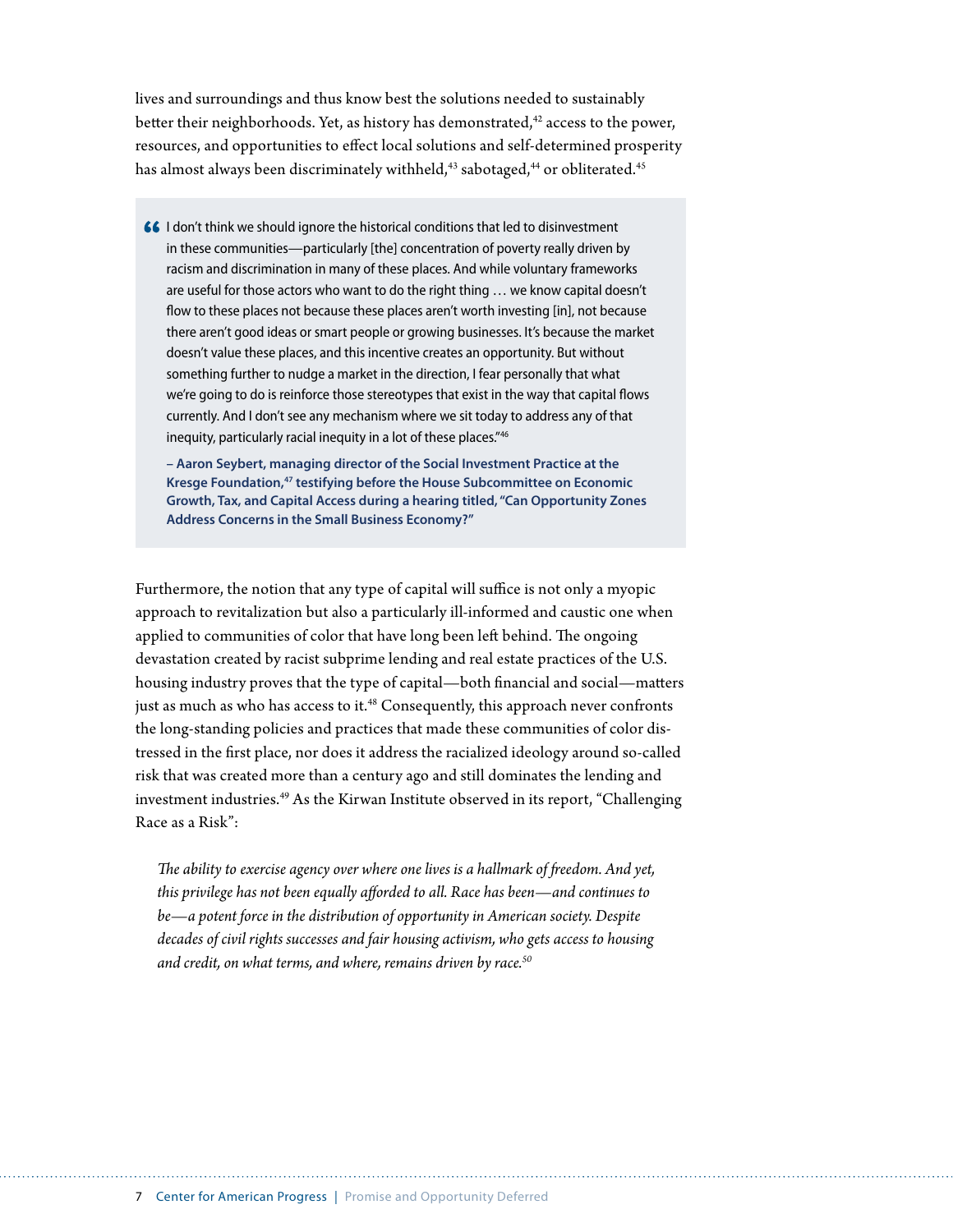lives and surroundings and thus know best the solutions needed to sustainably better their neighborhoods. Yet, as history has demonstrated,[42] access to the power, resources, and opportunities to effect local solutions and self-determined prosperity has almost always been discriminately withheld,[43] sabotaged,[44] or obliterated.[45]

> "I don't think we should ignore the historical conditions that led to disinvestment in these communities—particularly [the] concentration of poverty really driven by racism and discrimination in many of these places. And while voluntary frameworks are useful for those actors who want to do the right thing … we know capital doesn't flow to these places not because these places aren't worth investing [in], not because there aren't good ideas or smart people or growing businesses. It's because the market doesn't value these places, and this incentive creates an opportunity. But without something further to nudge a market in the direction, I fear personally that what we're going to do is reinforce those stereotypes that exist in the way that capital flows currently. And I don't see any mechanism where we sit today to address any of that inequity, particularly racial inequity in a lot of these places."[46]
>
> **– Aaron Seybert, managing director of the Social Investment Practice at the Kresge Foundation,[47] testifying before the House Subcommittee on Economic Growth, Tax, and Capital Access during a hearing titled, "Can Opportunity Zones Address Concerns in the Small Business Economy?"**

Furthermore, the notion that any type of capital will suffice is not only a myopic approach to revitalization but also a particularly ill-informed and caustic one when applied to communities of color that have long been left behind. The ongoing devastation created by racist subprime lending and real estate practices of the U.S. housing industry proves that the type of capital—both financial and social—matters just as much as who has access to it.[48] Consequently, this approach never confronts the long-standing policies and practices that made these communities of color distressed in the first place, nor does it address the racialized ideology around so-called risk that was created more than a century ago and still dominates the lending and investment industries.[49] As the Kirwan Institute observed in its report, "Challenging Race as a Risk":

> *The ability to exercise agency over where one lives is a hallmark of freedom. And yet, this privilege has not been equally afforded to all. Race has been—and continues to be—a potent force in the distribution of opportunity in American society. Despite decades of civil rights successes and fair housing activism, who gets access to housing and credit, on what terms, and where, remains driven by race.*[50]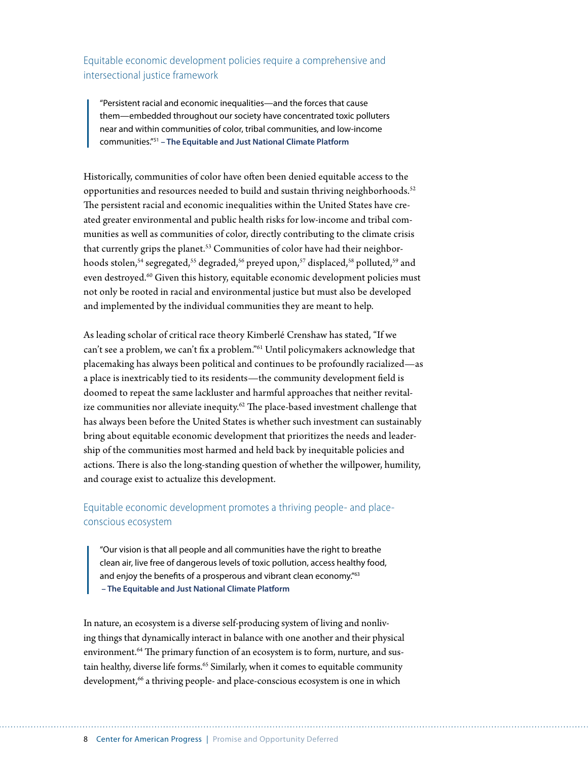## Equitable economic development policies require a comprehensive and intersectional justice framework

> "Persistent racial and economic inequalities—and the forces that cause them—embedded throughout our society have concentrated toxic polluters near and within communities of color, tribal communities, and low-income communities."[51] – **The Equitable and Just National Climate Platform**

Historically, communities of color have often been denied equitable access to the opportunities and resources needed to build and sustain thriving neighborhoods.[52] The persistent racial and economic inequalities within the United States have created greater environmental and public health risks for low-income and tribal communities as well as communities of color, directly contributing to the climate crisis that currently grips the planet.[53] Communities of color have had their neighborhoods stolen,[54] segregated,[55] degraded,[56] preyed upon,[57] displaced,[58] polluted,[59] and even destroyed.[60] Given this history, equitable economic development policies must not only be rooted in racial and environmental justice but must also be developed and implemented by the individual communities they are meant to help.

As leading scholar of critical race theory Kimberlé Crenshaw has stated, "If we can't see a problem, we can't fix a problem."[61] Until policymakers acknowledge that placemaking has always been political and continues to be profoundly racialized—as a place is inextricably tied to its residents—the community development field is doomed to repeat the same lackluster and harmful approaches that neither revitalize communities nor alleviate inequity.[62] The place-based investment challenge that has always been before the United States is whether such investment can sustainably bring about equitable economic development that prioritizes the needs and leadership of the communities most harmed and held back by inequitable policies and actions. There is also the long-standing question of whether the willpower, humility, and courage exist to actualize this development.

## Equitable economic development promotes a thriving people- and place-conscious ecosystem

> "Our vision is that all people and all communities have the right to breathe clean air, live free of dangerous levels of toxic pollution, access healthy food, and enjoy the benefits of a prosperous and vibrant clean economy."[63] – **The Equitable and Just National Climate Platform**

In nature, an ecosystem is a diverse self-producing system of living and nonliving things that dynamically interact in balance with one another and their physical environment.[64] The primary function of an ecosystem is to form, nurture, and sustain healthy, diverse life forms.[65] Similarly, when it comes to equitable community development,[66] a thriving people- and place-conscious ecosystem is one in which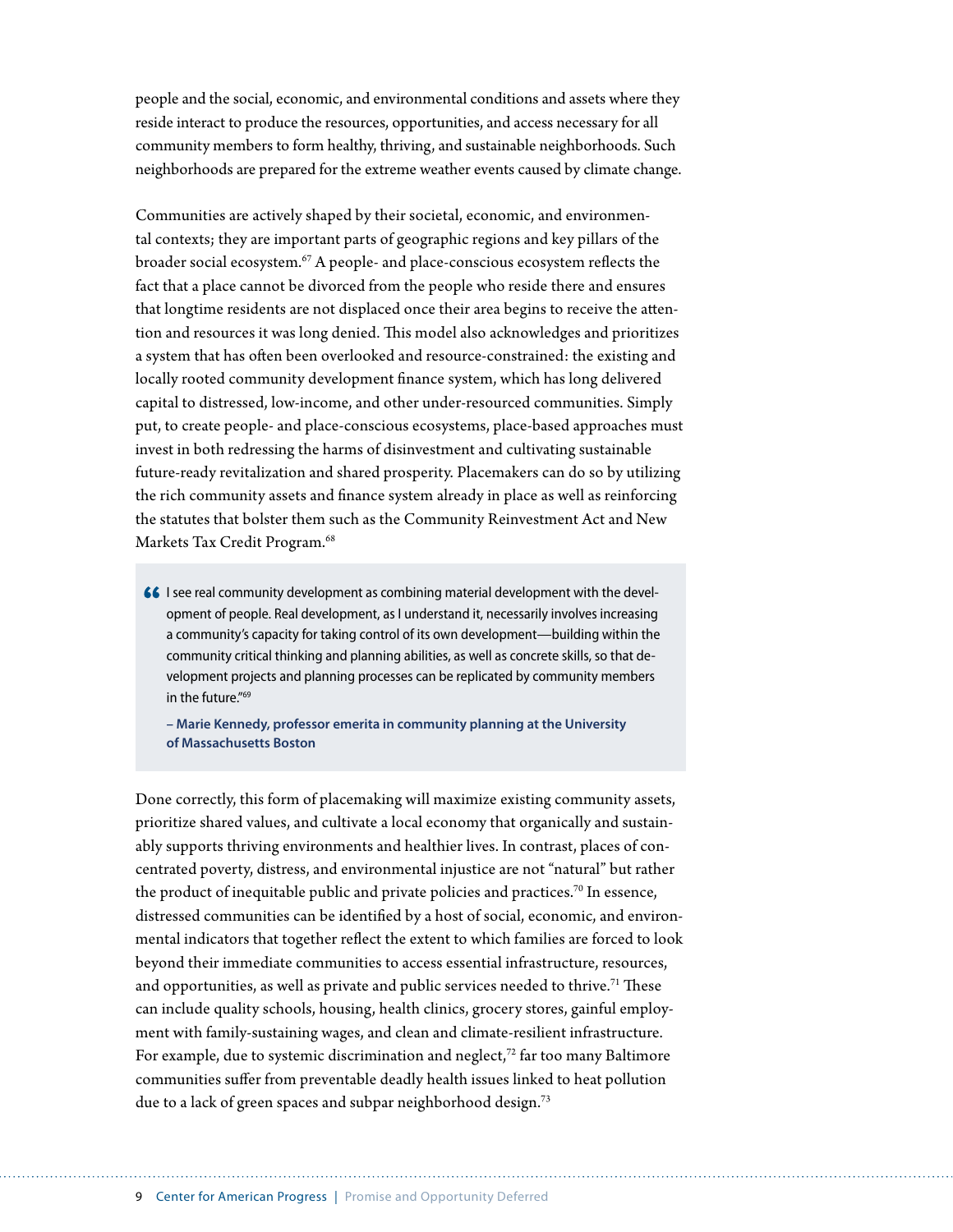people and the social, economic, and environmental conditions and assets where they reside interact to produce the resources, opportunities, and access necessary for all community members to form healthy, thriving, and sustainable neighborhoods. Such neighborhoods are prepared for the extreme weather events caused by climate change.

Communities are actively shaped by their societal, economic, and environmental contexts; they are important parts of geographic regions and key pillars of the broader social ecosystem.[67] A people- and place-conscious ecosystem reflects the fact that a place cannot be divorced from the people who reside there and ensures that longtime residents are not displaced once their area begins to receive the attention and resources it was long denied. This model also acknowledges and prioritizes a system that has often been overlooked and resource-constrained: the existing and locally rooted community development finance system, which has long delivered capital to distressed, low-income, and other under-resourced communities. Simply put, to create people- and place-conscious ecosystems, place-based approaches must invest in both redressing the harms of disinvestment and cultivating sustainable future-ready revitalization and shared prosperity. Placemakers can do so by utilizing the rich community assets and finance system already in place as well as reinforcing the statutes that bolster them such as the Community Reinvestment Act and New Markets Tax Credit Program.[68]

> "I see real community development as combining material development with the development of people. Real development, as I understand it, necessarily involves increasing a community's capacity for taking control of its own development—building within the community critical thinking and planning abilities, as well as concrete skills, so that development projects and planning processes can be replicated by community members in the future."[69]
>
> **– Marie Kennedy, professor emerita in community planning at the University of Massachusetts Boston**

Done correctly, this form of placemaking will maximize existing community assets, prioritize shared values, and cultivate a local economy that organically and sustainably supports thriving environments and healthier lives. In contrast, places of concentrated poverty, distress, and environmental injustice are not "natural" but rather the product of inequitable public and private policies and practices.[70] In essence, distressed communities can be identified by a host of social, economic, and environmental indicators that together reflect the extent to which families are forced to look beyond their immediate communities to access essential infrastructure, resources, and opportunities, as well as private and public services needed to thrive.[71] These can include quality schools, housing, health clinics, grocery stores, gainful employment with family-sustaining wages, and clean and climate-resilient infrastructure. For example, due to systemic discrimination and neglect,[72] far too many Baltimore communities suffer from preventable deadly health issues linked to heat pollution due to a lack of green spaces and subpar neighborhood design.[73]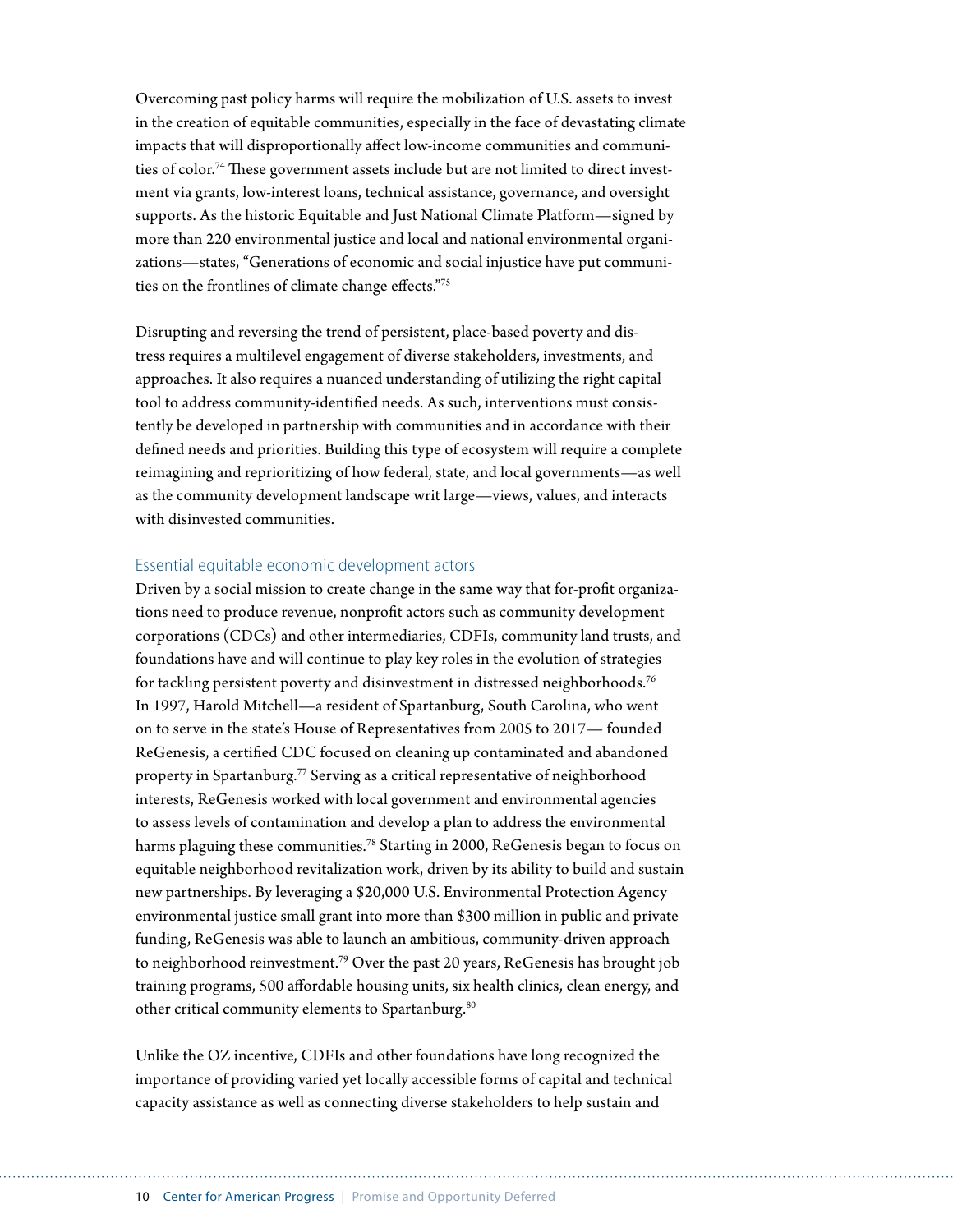Overcoming past policy harms will require the mobilization of U.S. assets to invest in the creation of equitable communities, especially in the face of devastating climate impacts that will disproportionally affect low-income communities and communities of color.[74] These government assets include but are not limited to direct investment via grants, low-interest loans, technical assistance, governance, and oversight supports. As the historic Equitable and Just National Climate Platform—signed by more than 220 environmental justice and local and national environmental organizations—states, "Generations of economic and social injustice have put communities on the frontlines of climate change effects."[75]

Disrupting and reversing the trend of persistent, place-based poverty and distress requires a multilevel engagement of diverse stakeholders, investments, and approaches. It also requires a nuanced understanding of utilizing the right capital tool to address community-identified needs. As such, interventions must consistently be developed in partnership with communities and in accordance with their defined needs and priorities. Building this type of ecosystem will require a complete reimagining and reprioritizing of how federal, state, and local governments—as well as the community development landscape writ large—views, values, and interacts with disinvested communities.

### Essential equitable economic development actors

Driven by a social mission to create change in the same way that for-profit organizations need to produce revenue, nonprofit actors such as community development corporations (CDCs) and other intermediaries, CDFIs, community land trusts, and foundations have and will continue to play key roles in the evolution of strategies for tackling persistent poverty and disinvestment in distressed neighborhoods.[76] In 1997, Harold Mitchell—a resident of Spartanburg, South Carolina, who went on to serve in the state's House of Representatives from 2005 to 2017— founded ReGenesis, a certified CDC focused on cleaning up contaminated and abandoned property in Spartanburg.[77] Serving as a critical representative of neighborhood interests, ReGenesis worked with local government and environmental agencies to assess levels of contamination and develop a plan to address the environmental harms plaguing these communities.[78] Starting in 2000, ReGenesis began to focus on equitable neighborhood revitalization work, driven by its ability to build and sustain new partnerships. By leveraging a $20,000 U.S. Environmental Protection Agency environmental justice small grant into more than $300 million in public and private funding, ReGenesis was able to launch an ambitious, community-driven approach to neighborhood reinvestment.[79] Over the past 20 years, ReGenesis has brought job training programs, 500 affordable housing units, six health clinics, clean energy, and other critical community elements to Spartanburg.[80]

Unlike the OZ incentive, CDFIs and other foundations have long recognized the importance of providing varied yet locally accessible forms of capital and technical capacity assistance as well as connecting diverse stakeholders to help sustain and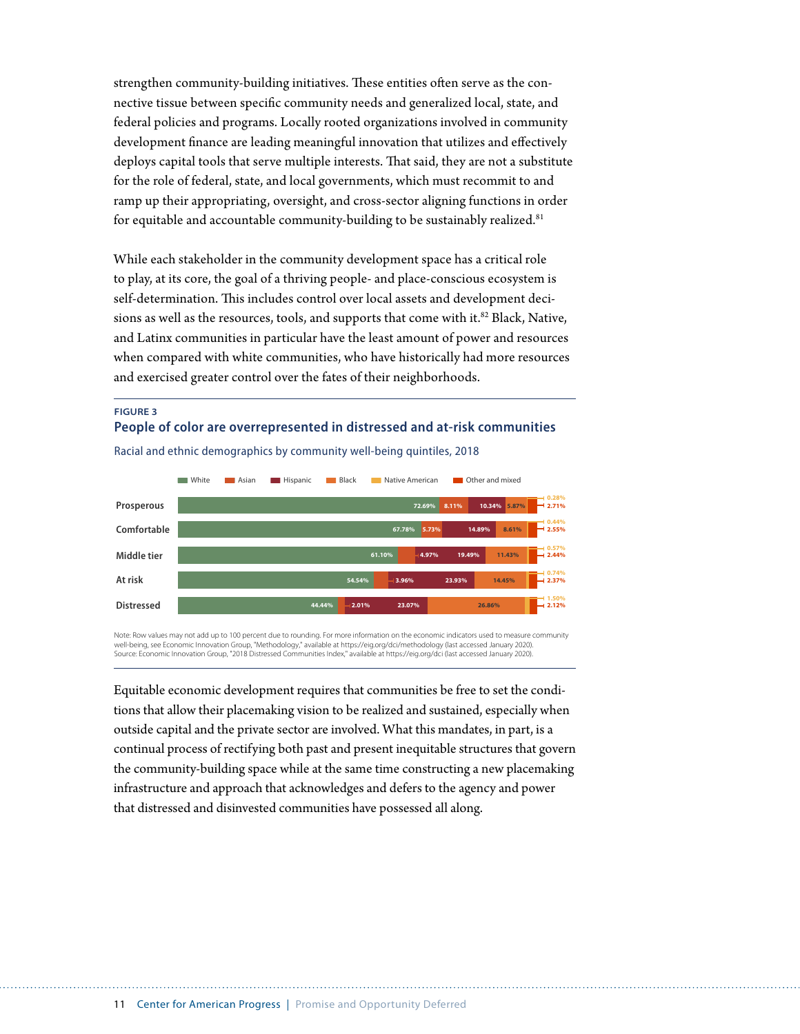strengthen community-building initiatives. These entities often serve as the connective tissue between specific community needs and generalized local, state, and federal policies and programs. Locally rooted organizations involved in community development finance are leading meaningful innovation that utilizes and effectively deploys capital tools that serve multiple interests. That said, they are not a substitute for the role of federal, state, and local governments, which must recommit to and ramp up their appropriating, oversight, and cross-sector aligning functions in order for equitable and accountable community-building to be sustainably realized.[81]

While each stakeholder in the community development space has a critical role to play, at its core, the goal of a thriving people- and place-conscious ecosystem is self-determination. This includes control over local assets and development decisions as well as the resources, tools, and supports that come with it.[82] Black, Native, and Latinx communities in particular have the least amount of power and resources when compared with white communities, who have historically had more resources and exercised greater control over the fates of their neighborhoods.

**FIGURE 3**

**People of color are overrepresented in distressed and at-risk communities**

Racial and ethnic demographics by community well-being quintiles, 2018

| | White | Asian | Hispanic | Black | Native American | Other and mixed |
|---|---|---|---|---|---|---|
| Prosperous | 72.69% | 8.11% | 10.34% | 5.87% | 0.28% | 2.71% |
| Comfortable | 67.78% | 5.73% | 14.89% | 8.61% | 0.44% | 2.55% |
| Middle tier | 61.10% | 4.97% | 19.49% | 11.43% | 0.57% | 2.44% |
| At risk | 54.54% | 3.96% | 23.93% | 14.45% | 0.74% | 2.37% |
| Distressed | 44.44% | 2.01% | 23.07% | 26.86% | 1.50% | 2.12% |

Note: Row values may not add up to 100 percent due to rounding. For more information on the economic indicators used to measure community well-being, see Economic Innovation Group, "Methodology," available at https://eig.org/dci/methodology (last accessed January 2020).
Source: Economic Innovation Group, "2018 Distressed Communities Index," available at https://eig.org/dci (last accessed January 2020).

Equitable economic development requires that communities be free to set the conditions that allow their placemaking vision to be realized and sustained, especially when outside capital and the private sector are involved. What this mandates, in part, is a continual process of rectifying both past and present inequitable structures that govern the community-building space while at the same time constructing a new placemaking infrastructure and approach that acknowledges and defers to the agency and power that distressed and disinvested communities have possessed all along.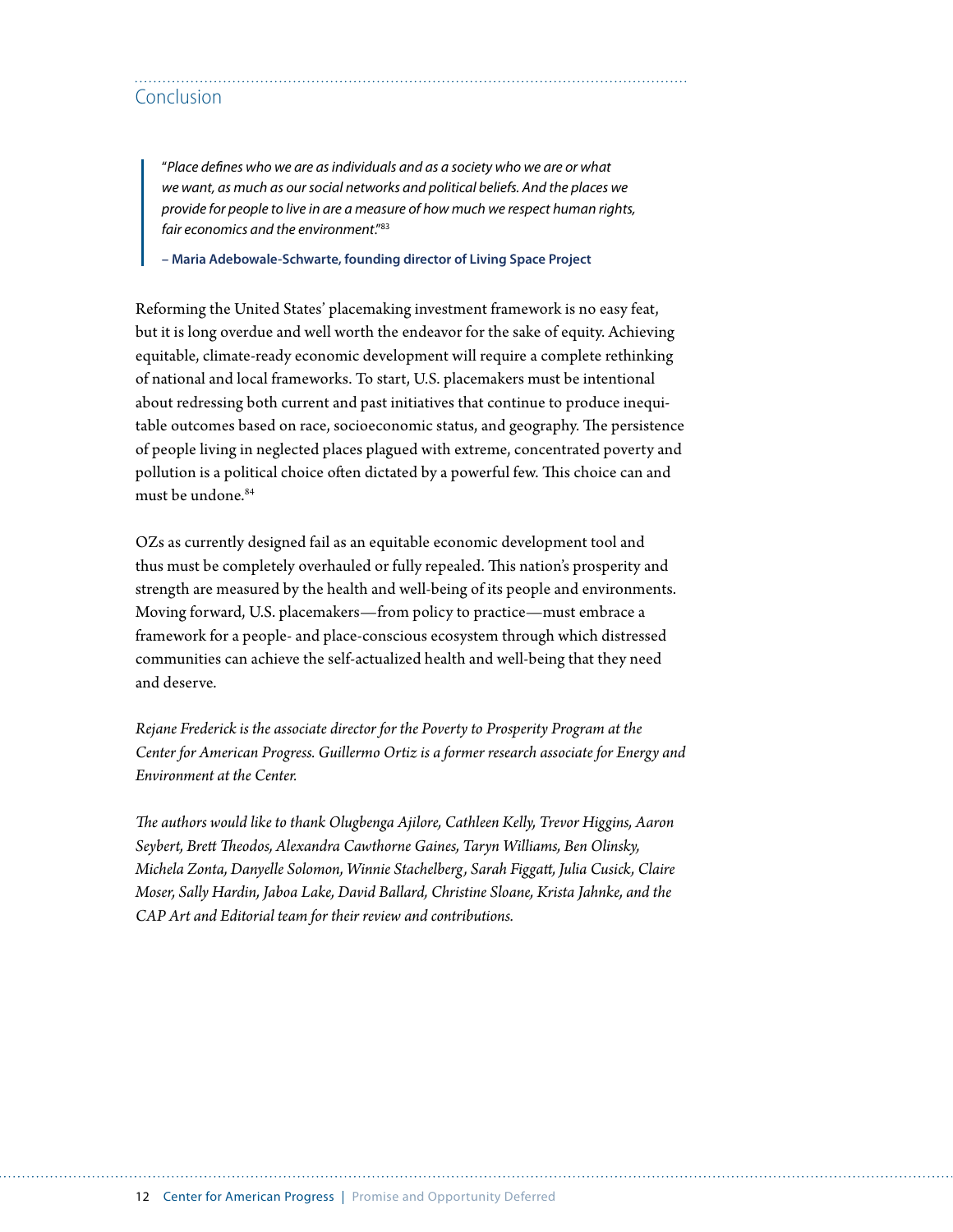## Conclusion

> "*Place defines who we are as individuals and as a society who we are or what we want, as much as our social networks and political beliefs. And the places we provide for people to live in are a measure of how much we respect human rights, fair economics and the environment*."[83]
>
> **– Maria Adebowale-Schwarte, founding director of Living Space Project**

Reforming the United States' placemaking investment framework is no easy feat, but it is long overdue and well worth the endeavor for the sake of equity. Achieving equitable, climate-ready economic development will require a complete rethinking of national and local frameworks. To start, U.S. placemakers must be intentional about redressing both current and past initiatives that continue to produce inequitable outcomes based on race, socioeconomic status, and geography. The persistence of people living in neglected places plagued with extreme, concentrated poverty and pollution is a political choice often dictated by a powerful few. This choice can and must be undone.[84]

OZs as currently designed fail as an equitable economic development tool and thus must be completely overhauled or fully repealed. This nation's prosperity and strength are measured by the health and well-being of its people and environments. Moving forward, U.S. placemakers—from policy to practice—must embrace a framework for a people- and place-conscious ecosystem through which distressed communities can achieve the self-actualized health and well-being that they need and deserve.

*Rejane Frederick is the associate director for the Poverty to Prosperity Program at the Center for American Progress. Guillermo Ortiz is a former research associate for Energy and Environment at the Center.*

*The authors would like to thank Olugbenga Ajilore, Cathleen Kelly, Trevor Higgins, Aaron Seybert, Brett Theodos, Alexandra Cawthorne Gaines, Taryn Williams, Ben Olinsky, Michela Zonta, Danyelle Solomon, Winnie Stachelberg, Sarah Figgatt, Julia Cusick, Claire Moser, Sally Hardin, Jaboa Lake, David Ballard, Christine Sloane, Krista Jahnke, and the CAP Art and Editorial team for their review and contributions.*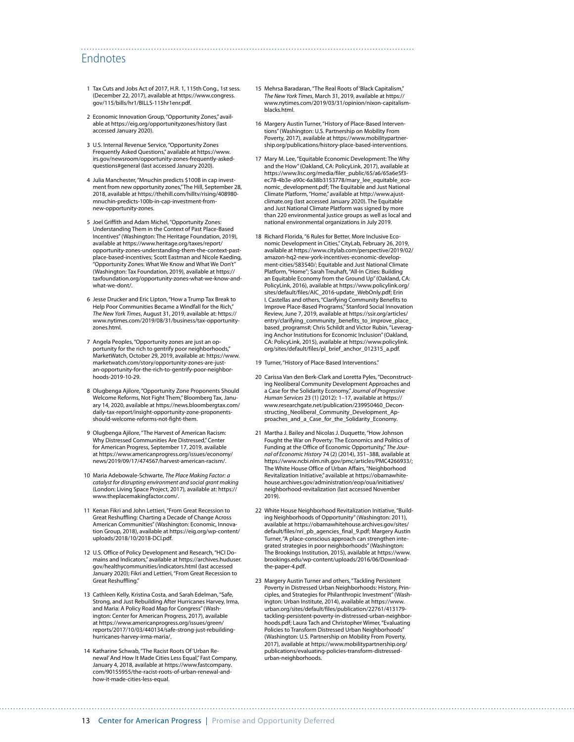## Endnotes

1 Tax Cuts and Jobs Act of 2017, H.R. 1, 115th Cong., 1st sess. (December 22, 2017), available at https://www.congress.gov/115/bills/hr1/BILLS-115hr1enr.pdf.

2 Economic Innovation Group, "Opportunity Zones," available at https://eig.org/opportunityzones/history (last accessed January 2020).

3 U.S. Internal Revenue Service, "Opportunity Zones Frequently Asked Questions," available at https://www.irs.gov/newsroom/opportunity-zones-frequently-asked-questions#general (last accessed January 2020).

4 Julia Manchester, "Mnuchin predicts $100B in cap investment from new opportunity zones," The Hill, September 28, 2018, available at https://thehill.com/hilltv/rising/408980-mnuchin-predicts-100b-in-cap-investment-from-new-opportunity-zones.

5 Joel Griffith and Adam Michel, "Opportunity Zones: Understanding Them in the Context of Past Place-Based Incentives" (Washington: The Heritage Foundation, 2019), available at https://www.heritage.org/taxes/report/opportunity-zones-understanding-them-the-context-past-place-based-incentives; Scott Eastman and Nicole Kaeding, "Opportunity Zones: What We Know and What We Don't" (Washington: Tax Foundation, 2019), available at https://taxfoundation.org/opportunity-zones-what-we-know-and-what-we-dont/.

6 Jesse Drucker and Eric Lipton, "How a Trump Tax Break to Help Poor Communities Became a Windfall for the Rich," *The New York Times*, August 31, 2019, available at: https://www.nytimes.com/2019/08/31/business/tax-opportunity-zones.html.

7 Angela Peoples, "Opportunity zones are just an opportunity for the rich to gentrify poor neighborhoods," MarketWatch, October 29, 2019, available at: https://www.marketwatch.com/story/opportunity-zones-are-just-an-opportunity-for-the-rich-to-gentrify-poor-neighborhoods-2019-10-29.

8 Olugbenga Ajilore, "Opportunity Zone Proponents Should Welcome Reforms, Not Fight Them," Bloomberg Tax, January 14, 2020, available at https://news.bloombergtax.com/daily-tax-report/insight-opportunity-zone-proponents-should-welcome-reforms-not-fight-them.

9 Olugbenga Ajilore, "The Harvest of American Racism: Why Distressed Communities Are Distressed," Center for American Progress, September 17, 2019, available at https://www.americanprogress.org/issues/economy/news/2019/09/17/474567/harvest-american-racism/.

10 Maria Adebowale-Schwarte, *The Place Making Factor: a catalyst for disrupting environment and social grant making* (London: Living Space Project, 2017), available at: https://www.theplacemakingfactor.com/.

11 Kenan Fikri and John Lettieri, "From Great Recession to Great Reshuffling: Charting a Decade of Change Across American Communities" (Washington: Economic, Innovation Group, 2018), available at https://eig.org/wp-content/uploads/2018/10/2018-DCI.pdf.

12 U.S. Office of Policy Development and Research, "HCI Domains and Indicators," available at https://archives.huduser.gov/healthycommunities/indicators.html (last accessed January 2020); Fikri and Lettieri, "From Great Recession to Great Reshuffling."

13 Cathleen Kelly, Kristina Costa, and Sarah Edelman, "Safe, Strong, and Just Rebuilding After Hurricanes Harvey, Irma, and Maria: A Policy Road Map for Congress" (Washington: Center for American Progress, 2017), available at https://www.americanprogress.org/issues/green/reports/2017/10/03/440134/safe-strong-just-rebuilding-hurricanes-harvey-irma-maria/.

14 Katharine Schwab, "The Racist Roots Of 'Urban Renewal' And How It Made Cities Less Equal," Fast Company, January 4, 2018, available at https://www.fastcompany.com/90155955/the-racist-roots-of-urban-renewal-and-how-it-made-cities-less-equal.

15 Mehrsa Baradaran, "The Real Roots of 'Black Capitalism," *The New York Times*, March 31, 2019, available at https://www.nytimes.com/2019/03/31/opinion/nixon-capitalism-blacks.html.

16 Margery Austin Turner, "History of Place-Based Interventions" (Washington: U.S. Partnership on Mobility From Poverty, 2017), available at https://www.mobilitypartnership.org/publications/history-place-based-interventions.

17 Mary M. Lee, "Equitable Economic Development: The Why and the How" (Oakland, CA: PolicyLink, 2017), available at https://www.lisc.org/media/filer_public/65/a6/65a6e5f3-ec78-4b3e-a90c-6a38b3153778/mary_lee_equitable_economic_development.pdf; The Equitable and Just National Climate Platform, "Home," available at http://www.ajust-climate.org (last accessed January 2020). The Equitable and Just National Climate Platform was signed by more than 220 environmental justice groups as well as local and national environmental organizations in July 2019.

18 Richard Florida, "6 Rules for Better, More Inclusive Economic Development in Cities," CityLab, February 26, 2019, available at https://www.citylab.com/perspective/2019/02/amazon-hq2-new-york-incentives-economic-development-cities/583540/; Equitable and Just National Climate Platform, "Home"; Sarah Treuhaft, "All-In Cities: Building an Equitable Economy from the Ground Up" (Oakland, CA: PolicyLink, 2016), available at https://www.policylink.org/sites/default/files/AIC_2016-update_WebOnly.pdf; Erin I. Castellas and others, "Clarifying Community Benefits to Improve Place-Based Programs," Stanford Social Innovation Review, June 7, 2019, available at https://ssir.org/articles/entry/clarifying_community_benefits_to_improve_place_based_programs#; Chris Schildt and Victor Rubin, "Leveraging Anchor Institutions for Economic Inclusion" (Oakland, CA: PolicyLink, 2015), available at https://www.policylink.org/sites/default/files/pl_brief_anchor_012315_a.pdf.

19 Turner, "History of Place-Based Interventions."

20 Carissa Van den Berk-Clark and Loretta Pyles, "Deconstructing Neoliberal Community Development Approaches and a Case for the Solidarity Economy," *Journal of Progressive Human Services* 23 (1) (2012): 1–17, available at https://www.researchgate.net/publication/239950460_Deconstructing_Neoliberal_Community_Development_Approaches_and_a_Case_for_the_Solidarity_Economy.

21 Martha J. Bailey and Nicolas J. Duquette, "How Johnson Fought the War on Poverty: The Economics and Politics of Funding at the Office of Economic Opportunity," *The Journal of Economic History* 74 (2) (2014), 351–388, available at https://www.ncbi.nlm.nih.gov/pmc/articles/PMC4266933/; The White House Office of Urban Affairs, "Neighborhood Revitalization Initiative," available at https://obamawhitehouse.archives.gov/administration/eop/oua/initiatives/neighborhood-revitalization (last accessed November 2019).

22 White House Neighborhood Revitalization Initiative, "Building Neighborhoods of Opportunity" (Washington: 2011), available at https://obamawhitehouse.archives.gov/sites/default/files/nri_pb_agencies_final_9.pdf; Margery Austin Turner, "A place-conscious approach can strengthen integrated strategies in poor neighborhoods" (Washington: The Brookings Institution, 2015), available at https://www.brookings.edu/wp-content/uploads/2016/06/Download-the-paper-4.pdf.

23 Margery Austin Turner and others, "Tackling Persistent Poverty in Distressed Urban Neighborhoods: History, Principles, and Strategies for Philanthropic Investment" (Washington: Urban Institute, 2014), available at https://www.urban.org/sites/default/files/publication/22761/413179-tackling-persistent-poverty-in-distressed-urban-neighborhoods.pdf; Laura Tach and Christopher Wimer, "Evaluating Policies to Transform Distressed Urban Neighborhoods" (Washington: U.S. Partnership on Mobility From Poverty, 2017), available at https://www.mobilitypartnership.org/publications/evaluating-policies-transform-distressed-urban-neighborhoods.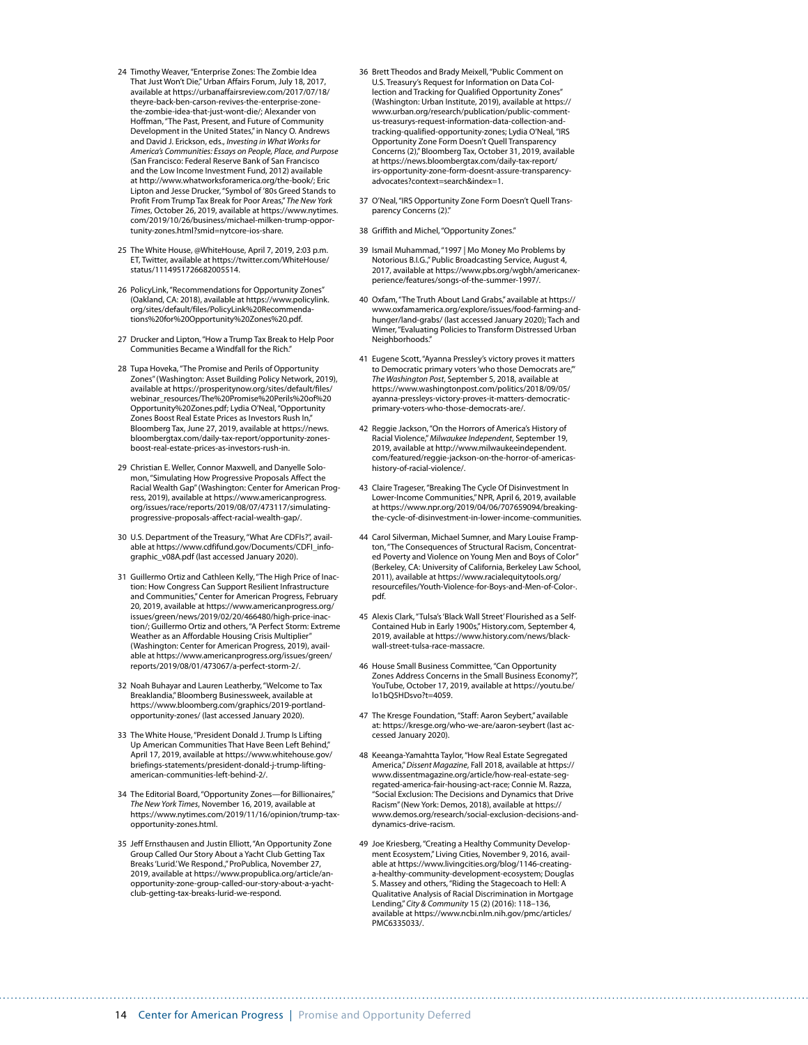24 Timothy Weaver, "Enterprise Zones: The Zombie Idea That Just Won't Die," Urban Affairs Forum, July 18, 2017, available at https://urbanaffairsreview.com/2017/07/18/theyre-back-ben-carson-revives-the-enterprise-zone-the-zombie-idea-that-just-wont-die/; Alexander von Hoffman, "The Past, Present, and Future of Community Development in the United States," in Nancy O. Andrews and David J. Erickson, eds., *Investing in What Works for America's Communities: Essays on People, Place, and Purpose* (San Francisco: Federal Reserve Bank of San Francisco and the Low Income Investment Fund, 2012) available at http://www.whatworksforamerica.org/the-book/; Eric Lipton and Jesse Drucker, "Symbol of '80s Greed Stands to Profit From Trump Tax Break for Poor Areas," *The New York Times*, October 26, 2019, available at https://www.nytimes.com/2019/10/26/business/michael-milken-trump-opportunity-zones.html?smid=nytcore-ios-share.

25 The White House, @WhiteHouse, April 7, 2019, 2:03 p.m. ET, Twitter, available at https://twitter.com/WhiteHouse/status/1114951726682005514.

26 PolicyLink, "Recommendations for Opportunity Zones" (Oakland, CA: 2018), available at https://www.policylink.org/sites/default/files/PolicyLink%20Recommendations%20for%20Opportunity%20Zones%20.pdf.

27 Drucker and Lipton, "How a Trump Tax Break to Help Poor Communities Became a Windfall for the Rich."

28 Tupa Hoveka, "The Promise and Perils of Opportunity Zones" (Washington: Asset Building Policy Network, 2019), available at https://prosperitynow.org/sites/default/files/webinar_resources/The%20Promise%20Perils%20of%20Opportunity%20Zones.pdf; Lydia O'Neal, "Opportunity Zones Boost Real Estate Prices as Investors Rush In," Bloomberg Tax, June 27, 2019, available at https://news.bloombergtax.com/daily-tax-report/opportunity-zones-boost-real-estate-prices-as-investors-rush-in.

29 Christian E. Weller, Connor Maxwell, and Danyelle Solomon, "Simulating How Progressive Proposals Affect the Racial Wealth Gap" (Washington: Center for American Progress, 2019), available at https://www.americanprogress.org/issues/race/reports/2019/08/07/473117/simulating-progressive-proposals-affect-racial-wealth-gap/.

30 U.S. Department of the Treasury, "What Are CDFIs?", available at https://www.cdfifund.gov/Documents/CDFI_infographic_v08A.pdf (last accessed January 2020).

31 Guillermo Ortiz and Cathleen Kelly, "The High Price of Inaction: How Congress Can Support Resilient Infrastructure and Communities," Center for American Progress, February 20, 2019, available at https://www.americanprogress.org/issues/green/news/2019/02/20/466480/high-price-inaction/; Guillermo Ortiz and others, "A Perfect Storm: Extreme Weather as an Affordable Housing Crisis Multiplier" (Washington: Center for American Progress, 2019), available at https://www.americanprogress.org/issues/green/reports/2019/08/01/473067/a-perfect-storm-2/.

32 Noah Buhayar and Lauren Leatherby, "Welcome to Tax Breaklandia," Bloomberg Businessweek, available at https://www.bloomberg.com/graphics/2019-portland-opportunity-zones/ (last accessed January 2020).

33 The White House, "President Donald J. Trump Is Lifting Up American Communities That Have Been Left Behind," April 17, 2019, available at https://www.whitehouse.gov/briefings-statements/president-donald-j-trump-lifting-american-communities-left-behind-2/.

34 The Editorial Board, "Opportunity Zones—for Billionaires," *The New York Times*, November 16, 2019, available at https://www.nytimes.com/2019/11/16/opinion/trump-tax-opportunity-zones.html.

35 Jeff Ernsthausen and Justin Elliott, "An Opportunity Zone Group Called Our Story About a Yacht Club Getting Tax Breaks 'Lurid.' We Respond.," ProPublica, November 27, 2019, available at https://www.propublica.org/article/an-opportunity-zone-group-called-our-story-about-a-yacht-club-getting-tax-breaks-lurid-we-respond.

36 Brett Theodos and Brady Meixell, "Public Comment on U.S. Treasury's Request for Information on Data Collection and Tracking for Qualified Opportunity Zones" (Washington: Urban Institute, 2019), available at https://www.urban.org/research/publication/public-comment-us-treasurys-request-information-data-collection-and-tracking-qualified-opportunity-zones; Lydia O'Neal, "IRS Opportunity Zone Form Doesn't Quell Transparency Concerns (2)," Bloomberg Tax, October 31, 2019, available at https://news.bloombergtax.com/daily-tax-report/irs-opportunity-zone-form-doesnt-assure-transparency-advocates?context=search&index=1.

37 O'Neal, "IRS Opportunity Zone Form Doesn't Quell Transparency Concerns (2)."

38 Griffith and Michel, "Opportunity Zones."

39 Ismail Muhammad, "1997 | Mo Money Mo Problems by Notorious B.I.G.," Public Broadcasting Service, August 4, 2017, available at https://www.pbs.org/wgbh/americanexperience/features/songs-of-the-summer-1997/.

40 Oxfam, "The Truth About Land Grabs," available at https://www.oxfamamerica.org/explore/issues/food-farming-and-hunger/land-grabs/ (last accessed January 2020); Tach and Wimer, "Evaluating Policies to Transform Distressed Urban Neighborhoods."

41 Eugene Scott, "Ayanna Pressley's victory proves it matters to Democratic primary voters 'who those Democrats are,'" *The Washington Post*, September 5, 2018, available at https://www.washingtonpost.com/politics/2018/09/05/ayanna-pressleys-victory-proves-it-matters-democratic-primary-voters-who-those-democrats-are/.

42 Reggie Jackson, "On the Horrors of America's History of Racial Violence," *Milwaukee Independent*, September 19, 2019, available at http://www.milwaukeeindependent.com/featured/reggie-jackson-on-the-horror-of-americas-history-of-racial-violence/.

43 Claire Trageser, "Breaking The Cycle Of Disinvestment In Lower-Income Communities," NPR, April 6, 2019, available at https://www.npr.org/2019/04/06/707659094/breaking-the-cycle-of-disinvestment-in-lower-income-communities.

44 Carol Silverman, Michael Sumner, and Mary Louise Frampton, "The Consequences of Structural Racism, Concentrated Poverty and Violence on Young Men and Boys of Color" (Berkeley, CA: University of California, Berkeley Law School, 2011), available at https://www.racialequitytools.org/resourcefiles/Youth-Violence-for-Boys-and-Men-of-Color-.pdf.

45 Alexis Clark, "Tulsa's 'Black Wall Street' Flourished as a Self-Contained Hub in Early 1900s," History.com, September 4, 2019, available at https://www.history.com/news/black-wall-street-tulsa-race-massacre.

46 House Small Business Committee, "Can Opportunity Zones Address Concerns in the Small Business Economy?", YouTube, October 17, 2019, available at https://youtu.be/lo1bQ5HDsvo?t=4059.

47 The Kresge Foundation, "Staff: Aaron Seybert," available at: https://kresge.org/who-we-are/aaron-seybert (last accessed January 2020).

48 Keeanga-Yamahtta Taylor, "How Real Estate Segregated America," *Dissent Magazine*, Fall 2018, available at https://www.dissentmagazine.org/article/how-real-estate-segregated-america-fair-housing-act-race; Connie M. Razza, "Social Exclusion: The Decisions and Dynamics that Drive Racism" (New York: Demos, 2018), available at https://www.demos.org/research/social-exclusion-decisions-and-dynamics-drive-racism.

49 Joe Kriesberg, "Creating a Healthy Community Development Ecosystem," Living Cities, November 9, 2016, available at https://www.livingcities.org/blog/1146-creating-a-healthy-community-development-ecosystem; Douglas S. Massey and others, "Riding the Stagecoach to Hell: A Qualitative Analysis of Racial Discrimination in Mortgage Lending," *City & Community* 15 (2) (2016): 118–136, available at https://www.ncbi.nlm.nih.gov/pmc/articles/PMC6335033/.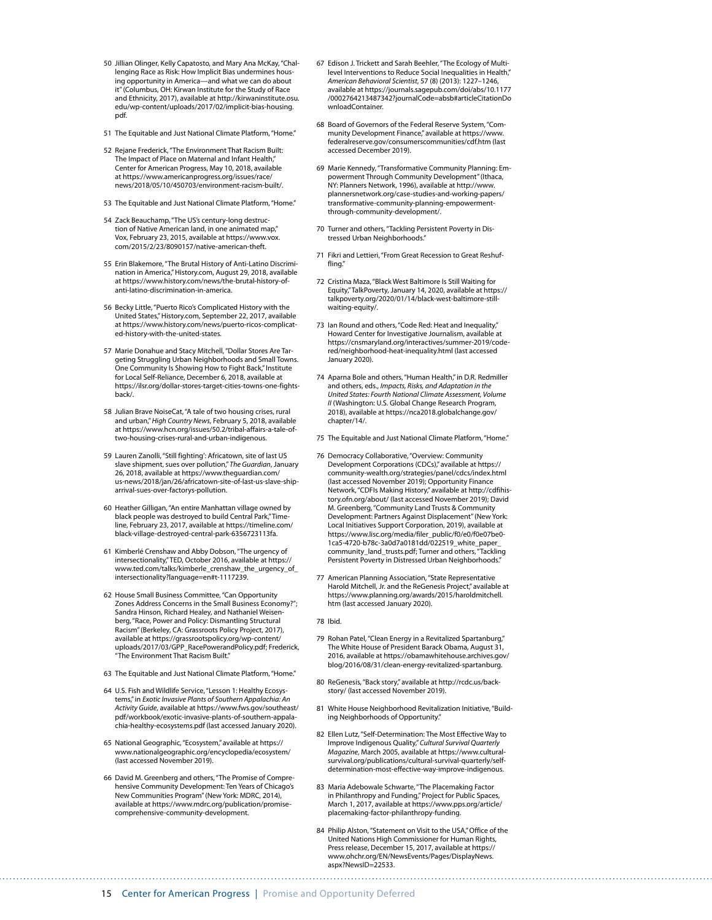50 Jillian Olinger, Kelly Capatosto, and Mary Ana McKay, "Challenging Race as Risk: How Implicit Bias undermines housing opportunity in America—and what we can do about it" (Columbus, OH: Kirwan Institute for the Study of Race and Ethnicity, 2017), available at http://kirwaninstitute.osu.edu/wp-content/uploads/2017/02/implicit-bias-housing.pdf.

51 The Equitable and Just National Climate Platform, "Home."

52 Rejane Frederick, "The Environment That Racism Built: The Impact of Place on Maternal and Infant Health," Center for American Progress, May 10, 2018, available at https://www.americanprogress.org/issues/race/news/2018/05/10/450703/environment-racism-built/.

53 The Equitable and Just National Climate Platform, "Home."

54 Zack Beauchamp, "The US's century-long destruction of Native American land, in one animated map," Vox, February 23, 2015, available at https://www.vox.com/2015/2/23/8090157/native-american-theft.

55 Erin Blakemore, "The Brutal History of Anti-Latino Discrimination in America," History.com, August 29, 2018, available at https://www.history.com/news/the-brutal-history-of-anti-latino-discrimination-in-america.

56 Becky Little, "Puerto Rico's Complicated History with the United States," History.com, September 22, 2017, available at https://www.history.com/news/puerto-ricos-complicated-history-with-the-united-states.

57 Marie Donahue and Stacy Mitchell, "Dollar Stores Are Targeting Struggling Urban Neighborhoods and Small Towns. One Community Is Showing How to Fight Back," Institute for Local Self-Reliance, December 6, 2018, available at https://ilsr.org/dollar-stores-target-cities-towns-one-fights-back/.

58 Julian Brave NoiseCat, "A tale of two housing crises, rural and urban," *High Country News*, February 5, 2018, available at https://www.hcn.org/issues/50.2/tribal-affairs-a-tale-of-two-housing-crises-rural-and-urban-indigenous.

59 Lauren Zanolli, "'Still fighting': Africatown, site of last US slave shipment, sues over pollution," *The Guardian*, January 26, 2018, available at https://www.theguardian.com/us-news/2018/jan/26/africatown-site-of-last-us-slave-ship-arrival-sues-over-factorys-pollution.

60 Heather Gilligan, "An entire Manhattan village owned by black people was destroyed to build Central Park," Timeline, February 23, 2017, available at https://timeline.com/black-village-destroyed-central-park-6356723113fa.

61 Kimberlé Crenshaw and Abby Dobson, "The urgency of intersectionality," TED, October 2016, available at https://www.ted.com/talks/kimberle_crenshaw_the_urgency_of_intersectionality?language=en#t-1117239.

62 House Small Business Committee, "Can Opportunity Zones Address Concerns in the Small Business Economy?"; Sandra Hinson, Richard Healey, and Nathaniel Weisenberg, "Race, Power and Policy: Dismantling Structural Racism" (Berkeley, CA: Grassroots Policy Project, 2017), available at https://grassrootspolicy.org/wp-content/uploads/2017/03/GPP_RacePowerandPolicy.pdf; Frederick, "The Environment That Racism Built."

63 The Equitable and Just National Climate Platform, "Home."

64 U.S. Fish and Wildlife Service, "Lesson 1: Healthy Ecosystems," in *Exotic Invasive Plants of Southern Appalachia: An Activity Guide*, available at https://www.fws.gov/southeast/pdf/workbook/exotic-invasive-plants-of-southern-appalachia-healthy-ecosystems.pdf (last accessed January 2020).

65 National Geographic, "Ecosystem," available at https://www.nationalgeographic.org/encyclopedia/ecosystem/ (last accessed November 2019).

66 David M. Greenberg and others, "The Promise of Comprehensive Community Development: Ten Years of Chicago's New Communities Program" (New York: MDRC, 2014), available at https://www.mdrc.org/publication/promise-comprehensive-community-development.

67 Edison J. Trickett and Sarah Beehler, "The Ecology of Multilevel Interventions to Reduce Social Inequalities in Health," *American Behavioral Scientist*, 57 (8) (2013): 1227–1246, available at https://journals.sagepub.com/doi/abs/10.1177/0002764213487342?journalCode=absb#articleCitationDownloadContainer.

68 Board of Governors of the Federal Reserve System, "Community Development Finance," available at https://www.federalreserve.gov/consumerscommunities/cdf.htm (last accessed December 2019).

69 Marie Kennedy, "Transformative Community Planning: Empowerment Through Community Development" (Ithaca, NY: Planners Network, 1996), available at http://www.plannersnetwork.org/case-studies-and-working-papers/transformative-community-planning-empowerment-through-community-development/.

70 Turner and others, "Tackling Persistent Poverty in Distressed Urban Neighborhoods."

71 Fikri and Lettieri, "From Great Recession to Great Reshuffling."

72 Cristina Maza, "Black West Baltimore Is Still Waiting for Equity," TalkPoverty, January 14, 2020, available at https://talkpoverty.org/2020/01/14/black-west-baltimore-still-waiting-equity/.

73 Ian Round and others, "Code Red: Heat and Inequality," Howard Center for Investigative Journalism, available at https://cnsmaryland.org/interactives/summer-2019/code-red/neighborhood-heat-inequality.html (last accessed January 2020).

74 Aparna Bole and others, "Human Health," in D.R. Redmiller and others, eds., *Impacts, Risks, and Adaptation in the United States: Fourth National Climate Assessment, Volume II* (Washington: U.S. Global Change Research Program, 2018), available at https://nca2018.globalchange.gov/chapter/14/.

75 The Equitable and Just National Climate Platform, "Home."

76 Democracy Collaborative, "Overview: Community Development Corporations (CDCs)," available at https://community-wealth.org/strategies/panel/cdcs/index.html (last accessed November 2019); Opportunity Finance Network, "CDFIs Making History," available at http://cdfihistory.ofn.org/about/ (last accessed November 2019); David M. Greenberg, "Community Land Trusts & Community Development: Partners Against Displacement" (New York: Local Initiatives Support Corporation, 2019), available at https://www.lisc.org/media/filer_public/f0/e0/f0e07be0-1ca5-4720-b78c-3a0d7a0181dd/022519_white_paper_community_land_trusts.pdf; Turner and others, "Tackling Persistent Poverty in Distressed Urban Neighborhoods."

77 American Planning Association, "State Representative Harold Mitchell, Jr. and the ReGenesis Project," available at https://www.planning.org/awards/2015/haroldmitchell.htm (last accessed January 2020).

78 Ibid.

79 Rohan Patel, "Clean Energy in a Revitalized Spartanburg," The White House of President Barack Obama, August 31, 2016, available at https://obamawhitehouse.archives.gov/blog/2016/08/31/clean-energy-revitalized-spartanburg.

80 ReGenesis, "Back story," available at http://rcdc.us/back-story/ (last accessed November 2019).

81 White House Neighborhood Revitalization Initiative, "Building Neighborhoods of Opportunity."

82 Ellen Lutz, "Self-Determination: The Most Effective Way to Improve Indigenous Quality," *Cultural Survival Quarterly Magazine*, March 2005, available at https://www.culturalsurvival.org/publications/cultural-survival-quarterly/self-determination-most-effective-way-improve-indigenous.

83 Maria Adebowale Schwarte, "The Placemaking Factor in Philanthropy and Funding," Project for Public Spaces, March 1, 2017, available at https://www.pps.org/article/placemaking-factor-philanthropy-funding.

84 Philip Alston, "Statement on Visit to the USA," Office of the United Nations High Commissioner for Human Rights, Press release, December 15, 2017, available at https://www.ohchr.org/EN/NewsEvents/Pages/DisplayNews.aspx?NewsID=22533.